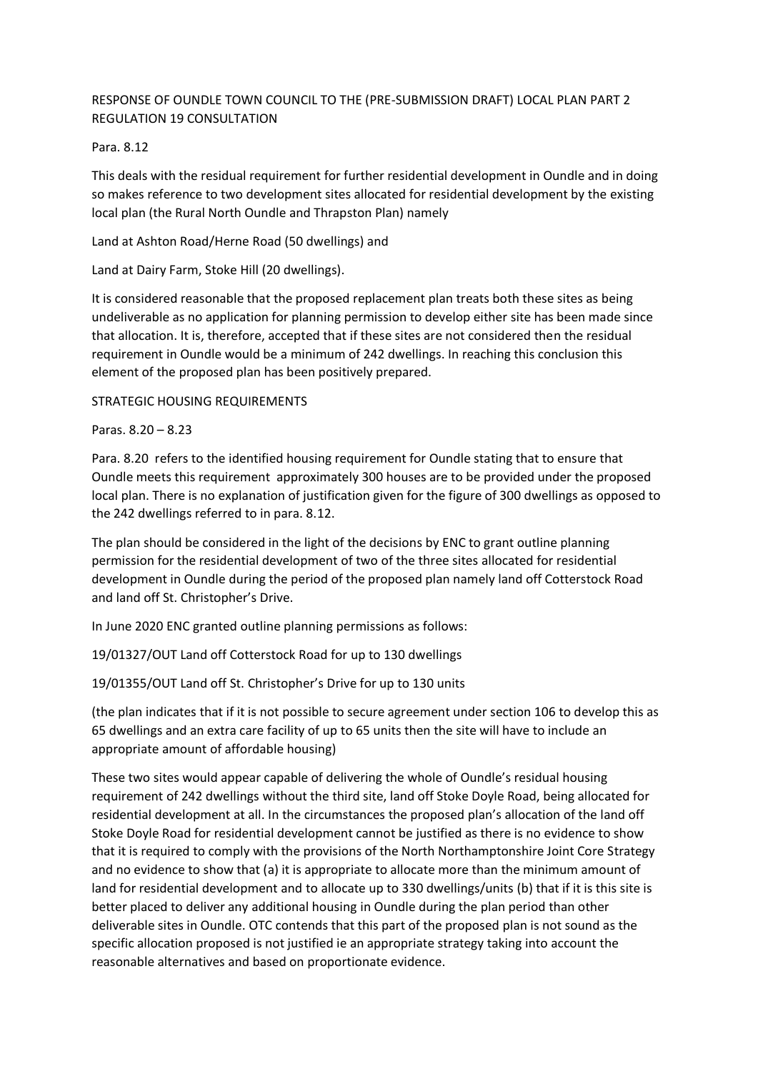RESPONSE OF OUNDLE TOWN COUNCIL TO THE (PRE-SUBMISSION DRAFT) LOCAL PLAN PART 2 REGULATION 19 CONSULTATION

Para. 8.12

This deals with the residual requirement for further residential development in Oundle and in doing so makes reference to two development sites allocated for residential development by the existing local plan (the Rural North Oundle and Thrapston Plan) namely

Land at Ashton Road/Herne Road (50 dwellings) and

Land at Dairy Farm, Stoke Hill (20 dwellings).

It is considered reasonable that the proposed replacement plan treats both these sites as being undeliverable as no application for planning permission to develop either site has been made since that allocation. It is, therefore, accepted that if these sites are not considered then the residual requirement in Oundle would be a minimum of 242 dwellings. In reaching this conclusion this element of the proposed plan has been positively prepared.

STRATEGIC HOUSING REQUIREMENTS

Paras. 8.20 – 8.23

Para. 8.20 refers to the identified housing requirement for Oundle stating that to ensure that Oundle meets this requirement approximately 300 houses are to be provided under the proposed local plan. There is no explanation of justification given for the figure of 300 dwellings as opposed to the 242 dwellings referred to in para. 8.12.

The plan should be considered in the light of the decisions by ENC to grant outline planning permission for the residential development of two of the three sites allocated for residential development in Oundle during the period of the proposed plan namely land off Cotterstock Road and land off St. Christopher's Drive.

In June 2020 ENC granted outline planning permissions as follows:

19/01327/OUT Land off Cotterstock Road for up to 130 dwellings

19/01355/OUT Land off St. Christopher's Drive for up to 130 units

(the plan indicates that if it is not possible to secure agreement under section 106 to develop this as 65 dwellings and an extra care facility of up to 65 units then the site will have to include an appropriate amount of affordable housing)

These two sites would appear capable of delivering the whole of Oundle's residual housing requirement of 242 dwellings without the third site, land off Stoke Doyle Road, being allocated for residential development at all. In the circumstances the proposed plan's allocation of the land off Stoke Doyle Road for residential development cannot be justified as there is no evidence to show that it is required to comply with the provisions of the North Northamptonshire Joint Core Strategy and no evidence to show that (a) it is appropriate to allocate more than the minimum amount of land for residential development and to allocate up to 330 dwellings/units (b) that if it is this site is better placed to deliver any additional housing in Oundle during the plan period than other deliverable sites in Oundle. OTC contends that this part of the proposed plan is not sound as the specific allocation proposed is not justified ie an appropriate strategy taking into account the reasonable alternatives and based on proportionate evidence.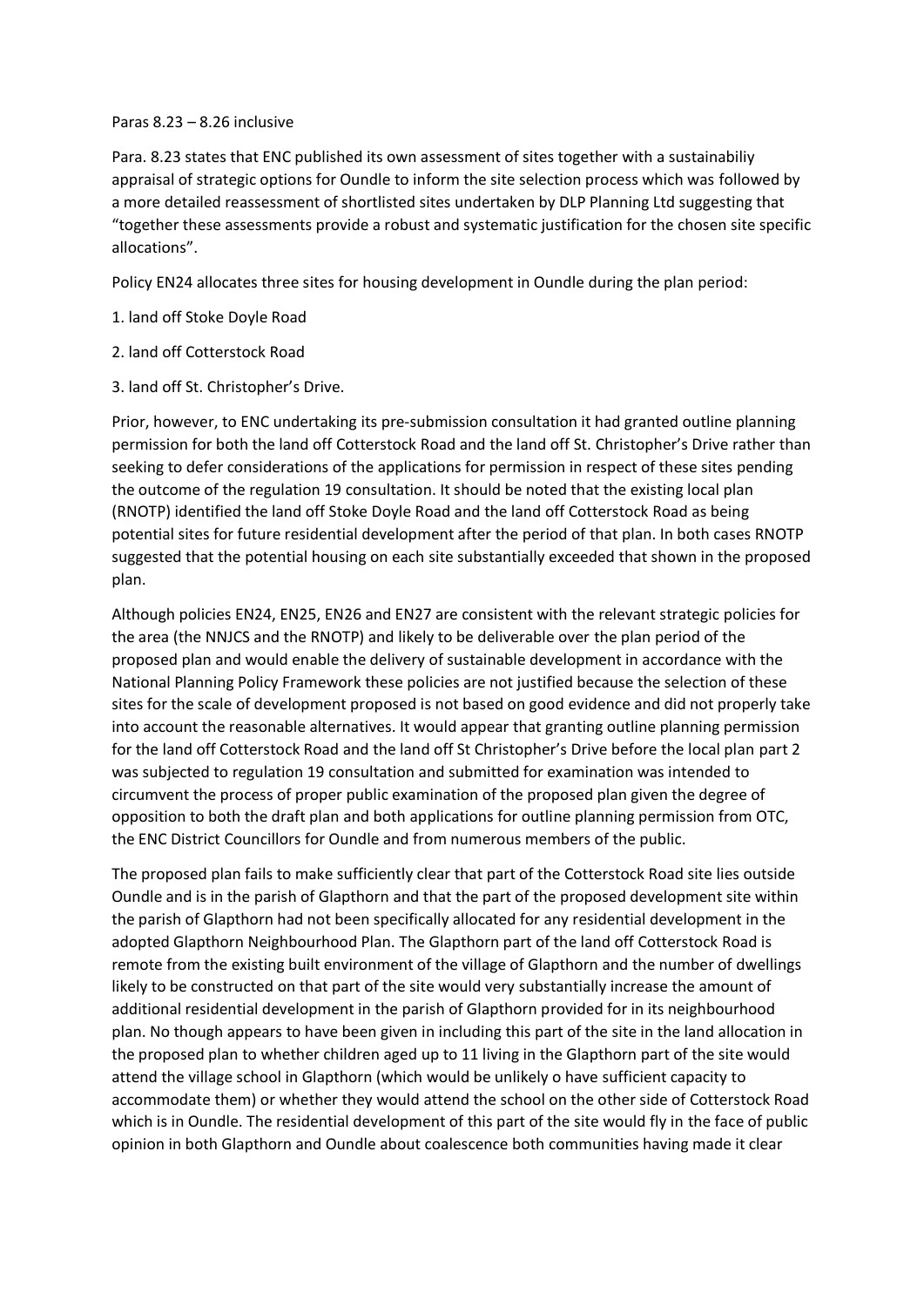Paras 8.23 – 8.26 inclusive

Para. 8.23 states that ENC published its own assessment of sites together with a sustainabiliy appraisal of strategic options for Oundle to inform the site selection process which was followed by a more detailed reassessment of shortlisted sites undertaken by DLP Planning Ltd suggesting that "together these assessments provide a robust and systematic justification for the chosen site specific allocations".

Policy EN24 allocates three sites for housing development in Oundle during the plan period:

1. land off Stoke Doyle Road

2. land off Cotterstock Road

3. land off St. Christopher's Drive.

Prior, however, to ENC undertaking its pre-submission consultation it had granted outline planning permission for both the land off Cotterstock Road and the land off St. Christopher's Drive rather than seeking to defer considerations of the applications for permission in respect of these sites pending the outcome of the regulation 19 consultation. It should be noted that the existing local plan (RNOTP) identified the land off Stoke Doyle Road and the land off Cotterstock Road as being potential sites for future residential development after the period of that plan. In both cases RNOTP suggested that the potential housing on each site substantially exceeded that shown in the proposed plan.

Although policies EN24, EN25, EN26 and EN27 are consistent with the relevant strategic policies for the area (the NNJCS and the RNOTP) and likely to be deliverable over the plan period of the proposed plan and would enable the delivery of sustainable development in accordance with the National Planning Policy Framework these policies are not justified because the selection of these sites for the scale of development proposed is not based on good evidence and did not properly take into account the reasonable alternatives. It would appear that granting outline planning permission for the land off Cotterstock Road and the land off St Christopher's Drive before the local plan part 2 was subjected to regulation 19 consultation and submitted for examination was intended to circumvent the process of proper public examination of the proposed plan given the degree of opposition to both the draft plan and both applications for outline planning permission from OTC, the ENC District Councillors for Oundle and from numerous members of the public.

The proposed plan fails to make sufficiently clear that part of the Cotterstock Road site lies outside Oundle and is in the parish of Glapthorn and that the part of the proposed development site within the parish of Glapthorn had not been specifically allocated for any residential development in the adopted Glapthorn Neighbourhood Plan. The Glapthorn part of the land off Cotterstock Road is remote from the existing built environment of the village of Glapthorn and the number of dwellings likely to be constructed on that part of the site would very substantially increase the amount of additional residential development in the parish of Glapthorn provided for in its neighbourhood plan. No though appears to have been given in including this part of the site in the land allocation in the proposed plan to whether children aged up to 11 living in the Glapthorn part of the site would attend the village school in Glapthorn (which would be unlikely o have sufficient capacity to accommodate them) or whether they would attend the school on the other side of Cotterstock Road which is in Oundle. The residential development of this part of the site would fly in the face of public opinion in both Glapthorn and Oundle about coalescence both communities having made it clear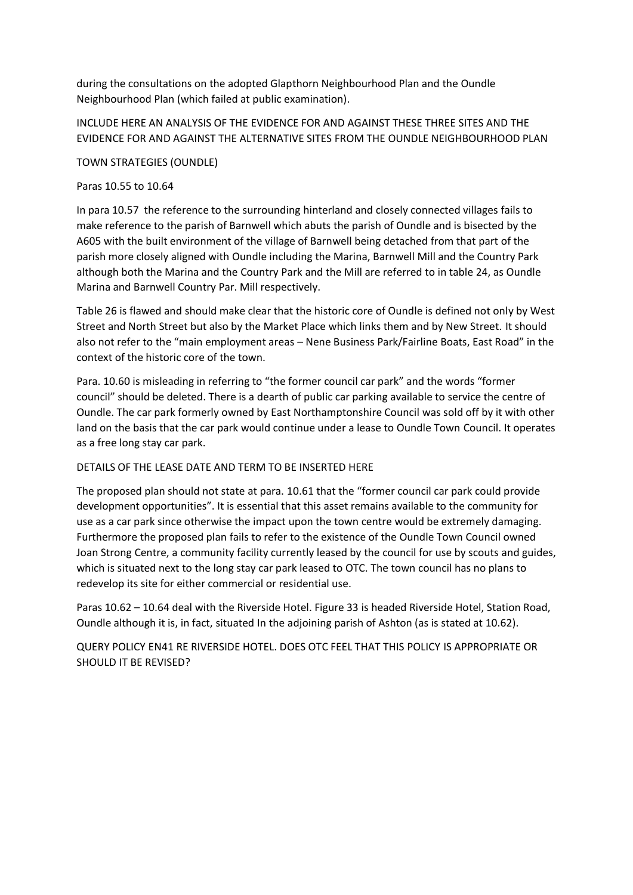during the consultations on the adopted Glapthorn Neighbourhood Plan and the Oundle Neighbourhood Plan (which failed at public examination).

INCLUDE HERE AN ANALYSIS OF THE EVIDENCE FOR AND AGAINST THESE THREE SITES AND THE EVIDENCE FOR AND AGAINST THE ALTERNATIVE SITES FROM THE OUNDLE NEIGHBOURHOOD PLAN

TOWN STRATEGIES (OUNDLE)

Paras 10.55 to 10.64

In para 10.57 the reference to the surrounding hinterland and closely connected villages fails to make reference to the parish of Barnwell which abuts the parish of Oundle and is bisected by the A605 with the built environment of the village of Barnwell being detached from that part of the parish more closely aligned with Oundle including the Marina, Barnwell Mill and the Country Park although both the Marina and the Country Park and the Mill are referred to in table 24, as Oundle Marina and Barnwell Country Par. Mill respectively.

Table 26 is flawed and should make clear that the historic core of Oundle is defined not only by West Street and North Street but also by the Market Place which links them and by New Street. It should also not refer to the "main employment areas – Nene Business Park/Fairline Boats, East Road" in the context of the historic core of the town.

Para. 10.60 is misleading in referring to "the former council car park" and the words "former council" should be deleted. There is a dearth of public car parking available to service the centre of Oundle. The car park formerly owned by East Northamptonshire Council was sold off by it with other land on the basis that the car park would continue under a lease to Oundle Town Council. It operates as a free long stay car park.

DETAILS OF THE LEASE DATE AND TERM TO BE INSERTED HERE

The proposed plan should not state at para. 10.61 that the "former council car park could provide development opportunities". It is essential that this asset remains available to the community for use as a car park since otherwise the impact upon the town centre would be extremely damaging. Furthermore the proposed plan fails to refer to the existence of the Oundle Town Council owned Joan Strong Centre, a community facility currently leased by the council for use by scouts and guides, which is situated next to the long stay car park leased to OTC. The town council has no plans to redevelop its site for either commercial or residential use.

Paras 10.62 – 10.64 deal with the Riverside Hotel. Figure 33 is headed Riverside Hotel, Station Road, Oundle although it is, in fact, situated In the adjoining parish of Ashton (as is stated at 10.62).

QUERY POLICY EN41 RE RIVERSIDE HOTEL. DOES OTC FEEL THAT THIS POLICY IS APPROPRIATE OR SHOULD IT BE REVISED?